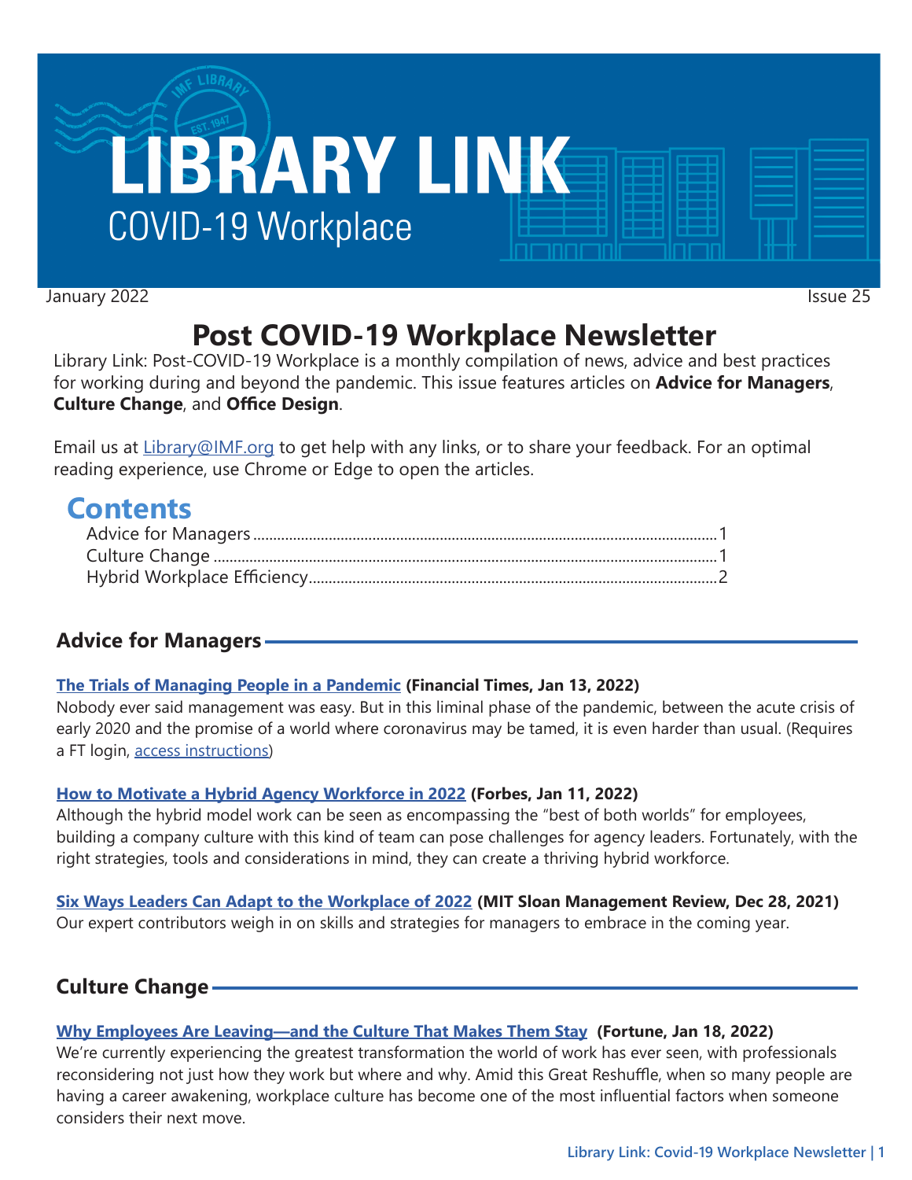# LIBRARY LINK

COVID-19 Workplace

January 2022 Issue 25

## Post COVID-19 Workplace Newsletter

Library Link: Post-COVID-19 Workplace is a monthly compilation of news, advice and best practices for working during and beyond the pandemic. This issue features articles on **Advice for Managers**, **Culture Change**, and **Office Design**.

Email us at Library@IMF.org to get help with any links, or to share your feedback. For an optimal reading experience, use Chrome or Edge to open the articles.

## Contents

- Advice for Managers ........ 1
- Culture Change ........ 1
- Hybrid Workplace Efficiency ........ 2

### Advice for Managers

**The Trials of Managing People in a Pandemic** **(Financial Times, Jan 13, 2022)**
Nobody ever said management was easy. But in this liminal phase of the pandemic, between the acute crisis of early 2020 and the promise of a world where coronavirus may be tamed, it is even harder than usual. (Requires a FT login, access instructions)

**How to Motivate a Hybrid Agency Workforce in 2022** **(Forbes, Jan 11, 2022)**
Although the hybrid model work can be seen as encompassing the "best of both worlds" for employees, building a company culture with this kind of team can pose challenges for agency leaders. Fortunately, with the right strategies, tools and considerations in mind, they can create a thriving hybrid workforce.

**Six Ways Leaders Can Adapt to the Workplace of 2022** **(MIT Sloan Management Review, Dec 28, 2021)**
Our expert contributors weigh in on skills and strategies for managers to embrace in the coming year.

### Culture Change

**Why Employees Are Leaving—and the Culture That Makes Them Stay** **(Fortune, Jan 18, 2022)**
We're currently experiencing the greatest transformation the world of work has ever seen, with professionals reconsidering not just how they work but where and why. Amid this Great Reshuffle, when so many people are having a career awakening, workplace culture has become one of the most influential factors when someone considers their next move.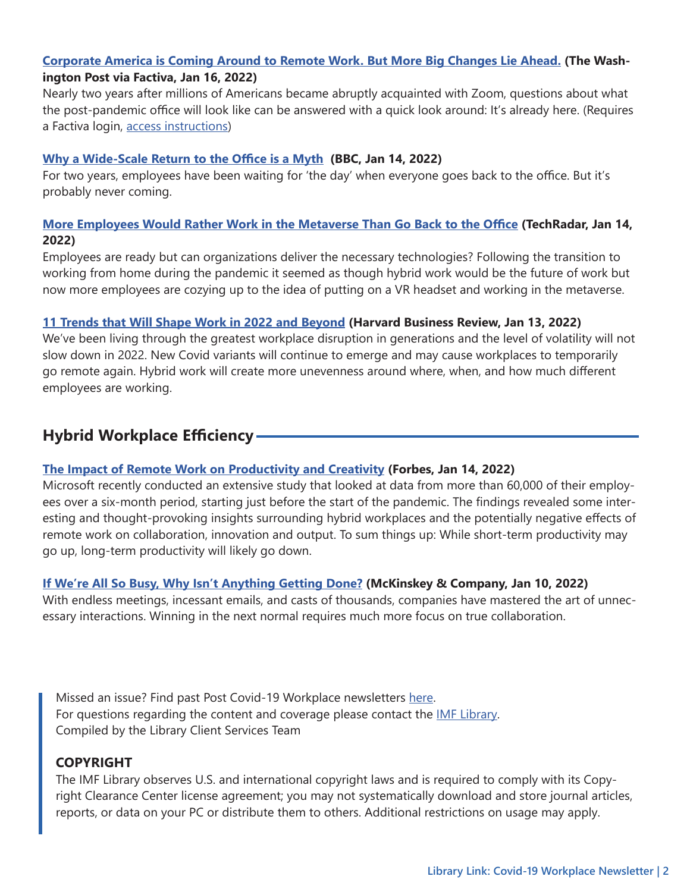**Corporate America is Coming Around to Remote Work. But More Big Changes Lie Ahead. (The Washington Post via Factiva, Jan 16, 2022)**

Nearly two years after millions of Americans became abruptly acquainted with Zoom, questions about what the post-pandemic office will look like can be answered with a quick look around: It's already here. (Requires a Factiva login, access instructions)

**Why a Wide-Scale Return to the Office is a Myth (BBC, Jan 14, 2022)**

For two years, employees have been waiting for 'the day' when everyone goes back to the office. But it's probably never coming.

**More Employees Would Rather Work in the Metaverse Than Go Back to the Office (TechRadar, Jan 14, 2022)**

Employees are ready but can organizations deliver the necessary technologies? Following the transition to working from home during the pandemic it seemed as though hybrid work would be the future of work but now more employees are cozying up to the idea of putting on a VR headset and working in the metaverse.

**11 Trends that Will Shape Work in 2022 and Beyond (Harvard Business Review, Jan 13, 2022)**

We've been living through the greatest workplace disruption in generations and the level of volatility will not slow down in 2022. New Covid variants will continue to emerge and may cause workplaces to temporarily go remote again. Hybrid work will create more unevenness around where, when, and how much different employees are working.

## Hybrid Workplace Efficiency

**The Impact of Remote Work on Productivity and Creativity (Forbes, Jan 14, 2022)**

Microsoft recently conducted an extensive study that looked at data from more than 60,000 of their employees over a six-month period, starting just before the start of the pandemic. The findings revealed some interesting and thought-provoking insights surrounding hybrid workplaces and the potentially negative effects of remote work on collaboration, innovation and output. To sum things up: While short-term productivity may go up, long-term productivity will likely go down.

**If We're All So Busy, Why Isn't Anything Getting Done? (McKinskey & Company, Jan 10, 2022)**

With endless meetings, incessant emails, and casts of thousands, companies have mastered the art of unnecessary interactions. Winning in the next normal requires much more focus on true collaboration.

Missed an issue? Find past Post Covid-19 Workplace newsletters here.
For questions regarding the content and coverage please contact the IMF Library.
Compiled by the Library Client Services Team

**COPYRIGHT**

The IMF Library observes U.S. and international copyright laws and is required to comply with its Copyright Clearance Center license agreement; you may not systematically download and store journal articles, reports, or data on your PC or distribute them to others. Additional restrictions on usage may apply.